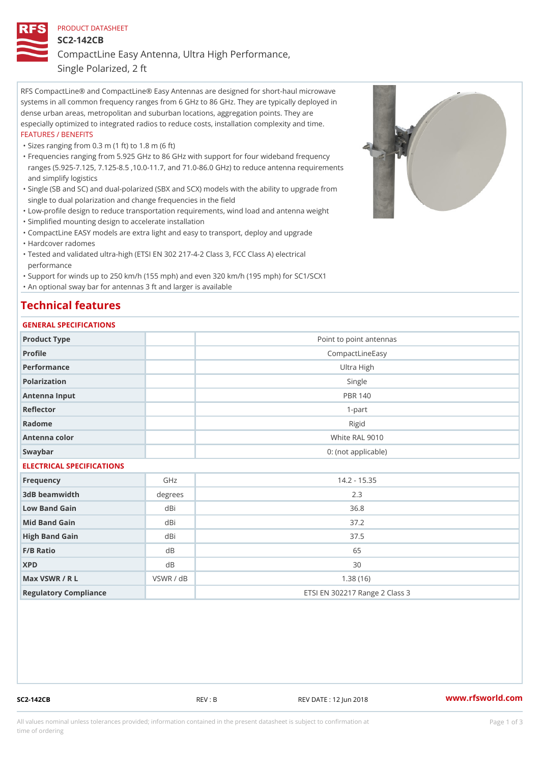PRODUCT DATASHEET

# SC2-142CB

## CompactLine Easy Antenna, Ultra High Performance, Single Polarized, 2 ft

RFS CompactLine® and CompactLine® Easy Antennas are designed for short-haul microwave systems in all common frequency ranges from 6 GHz to 86 GHz. They are typically deployed in dense urban areas, metropolitan and suburban locations, aggregation points. They are especially optimized to integrated radios to reduce costs, installation complexity and time.

FEATURES / BENEFITS

- Sizes ranging from 0.3 m (1 ft) to 1.8 m (6 ft)
- Frequencies ranging from 5.925 GHz to 86 GHz with support for four wideband frequency ranges (5.925-7.125, 7.125-8.5 ,10.0-11.7, and 71.0-86.0 GHz) to reduce antenna requirements and simplify logistics
- Single (SB and SC) and dual-polarized (SBX and SCX) models with the ability to upgrade from single to dual polarization and change frequencies in the field
- Low-profile design to reduce transportation requirements, wind load and antenna weight
- Simplified mounting design to accelerate installation
- CompactLine EASY models are extra light and easy to transport, deploy and upgrade
- Hardcover radomes
- Tested and validated ultra-high (ETSI EN 302 217-4-2 Class 3, FCC Class A) electrical performance
- Support for winds up to 250 km/h (155 mph) and even 320 km/h (195 mph) for SC1/SCX1
- An optional sway bar for antennas 3 ft and larger is available

## Technical features

### GENERAL SPECIFICATIONS

| | | |
|---|---|---|
| Product Type | | Point to point antennas |
| Profile | | CompactLineEasy |
| Performance | | Ultra High |
| Polarization | | Single |
| Antenna Input | | PBR 140 |
| Reflector | | 1-part |
| Radome | | Rigid |
| Antenna color | | White RAL 9010 |
| Swaybar | | 0: (not applicable) |

### ELECTRICAL SPECIFICATIONS

| | | |
|---|---|---|
| Frequency | GHz | 14.2 - 15.35 |
| 3dB beamwidth | degrees | 2.3 |
| Low Band Gain | dBi | 36.8 |
| Mid Band Gain | dBi | 37.2 |
| High Band Gain | dBi | 37.5 |
| F/B Ratio | dB | 65 |
| XPD | dB | 30 |
| Max VSWR / R L | VSWR / dB | 1.38 (16) |
| Regulatory Compliance | | ETSI EN 302217 Range 2 Class 3 |

SC2-142CB REV : B REV DATE : 12 Jun 2018 www.rfsworld.com

All values nominal unless tolerances provided; information contained in the present datasheet is subject to confirmation at time of ordering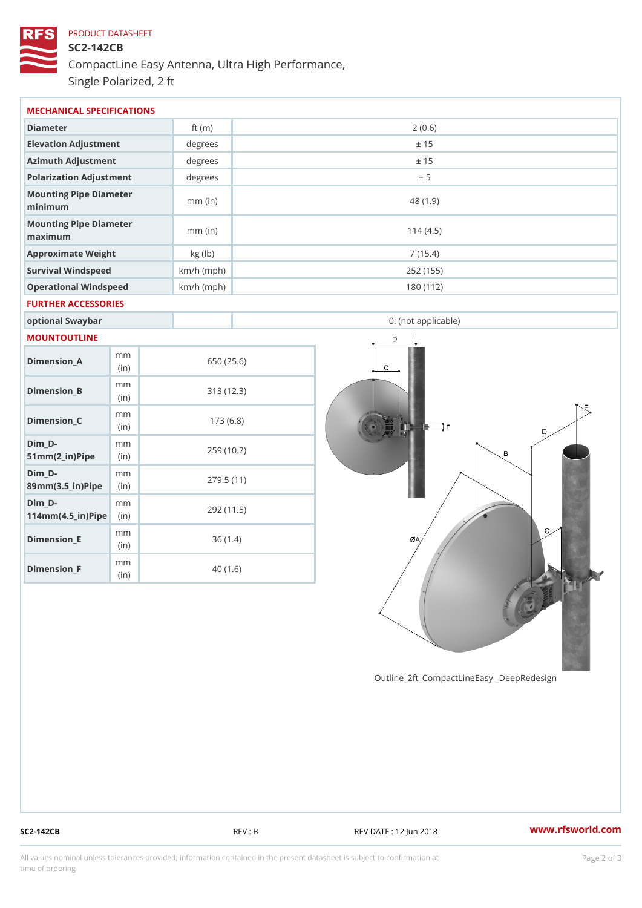PRODUCT DATASHEET

# SC2-142CB

CompactLine Easy Antenna, Ultra High Performance, Single Polarized, 2 ft

## MECHANICAL SPECIFICATIONS

| | | |
|---|---|---|
| Diameter | ft (m) | 2 (0.6) |
| Elevation Adjustment | degrees | ± 15 |
| Azimuth Adjustment | degrees | ± 15 |
| Polarization Adjustment | degrees | ± 5 |
| Mounting Pipe Diameter minimum | mm (in) | 48 (1.9) |
| Mounting Pipe Diameter maximum | mm (in) | 114 (4.5) |
| Approximate Weight | kg (lb) | 7 (15.4) |
| Survival Windspeed | km/h (mph) | 252 (155) |
| Operational Windspeed | km/h (mph) | 180 (112) |

## FURTHER ACCESSORIES

| | | |
|---|---|---|
| optional Swaybar | | 0: (not applicable) |

## MOUNTOUTLINE

| | | |
|---|---|---|
| Dimension_A | mm (in) | 650 (25.6) |
| Dimension_B | mm (in) | 313 (12.3) |
| Dimension_C | mm (in) | 173 (6.8) |
| Dim_D-51mm(2_in)Pipe | mm (in) | 259 (10.2) |
| Dim_D-89mm(3.5_in)Pipe | mm (in) | 279.5 (11) |
| Dim_D-114mm(4.5_in)Pipe | mm (in) | 292 (11.5) |
| Dimension_E | mm (in) | 36 (1.4) |
| Dimension_F | mm (in) | 40 (1.6) |

Outline_2ft_CompactLineEasy _DeepRedesign

SC2-142CB REV : B REV DATE : 12 Jun 2018 www.rfsworld.com

All values nominal unless tolerances provided; information contained in the present datasheet is subject to confirmation at time of ordering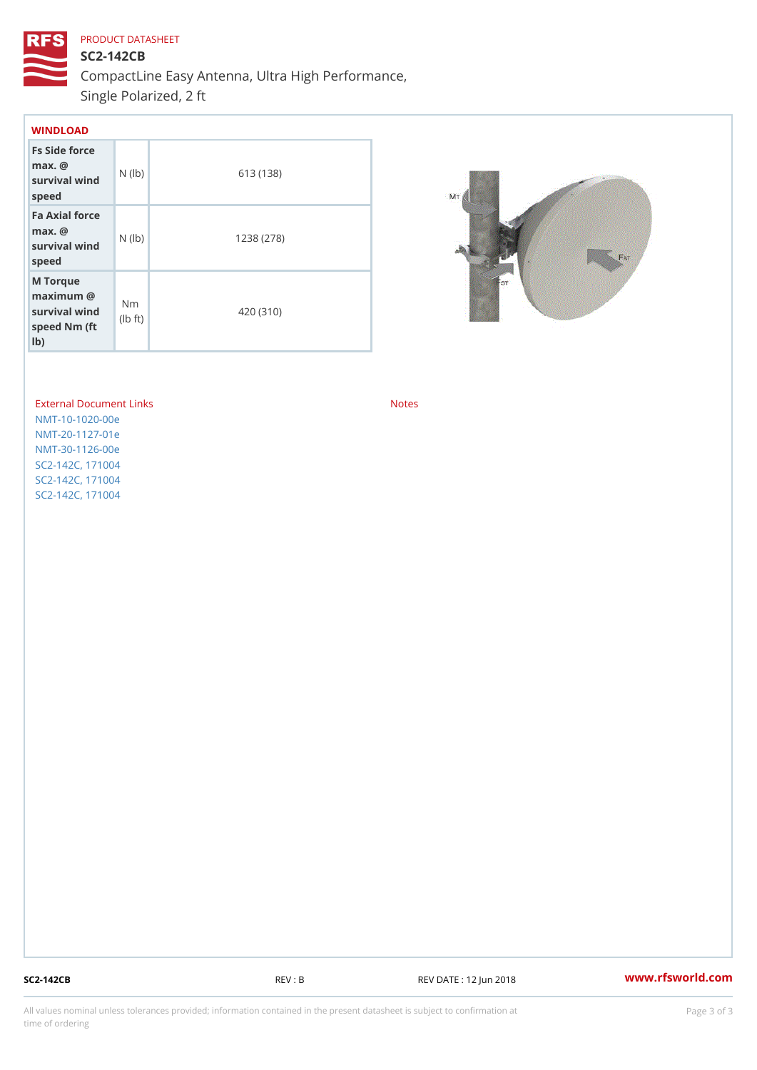PRODUCT DATASHEET

# SC2-142CB

CompactLine Easy Antenna, Ultra High Performance, Single Polarized, 2 ft

## WINDLOAD

| | | |
|---|---|---|
| Fs Side force max. @ survival wind speed | N (lb) | 613 (138) |
| Fa Axial force max. @ survival wind speed | N (lb) | 1238 (278) |
| M Torque maximum @ survival wind speed Nm (ft lb) | Nm (lb ft) | 420 (310) |

External Document Links

NMT-10-1020-00e
NMT-20-1127-01e
NMT-30-1126-00e
SC2-142C, 171004
SC2-142C, 171004
SC2-142C, 171004

Notes

SC2-142CB REV : B REV DATE : 12 Jun 2018 www.rfsworld.com

All values nominal unless tolerances provided; information contained in the present datasheet is subject to confirmation at time of ordering